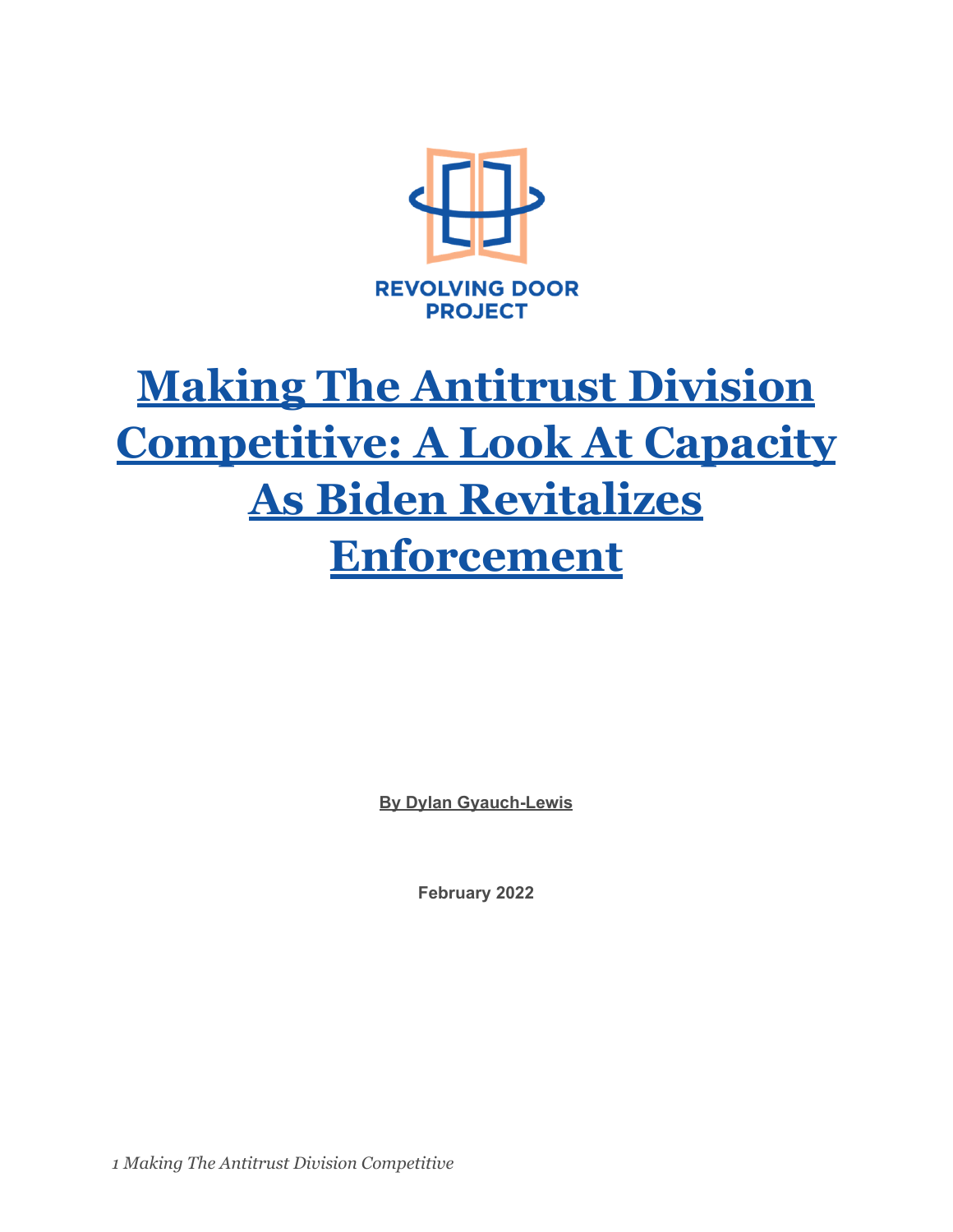REVOLVING DOOR PROJECT

# Making The Antitrust Division Competitive: A Look At Capacity As Biden Revitalizes Enforcement

**By Dylan Gyauch-Lewis**

**February 2022**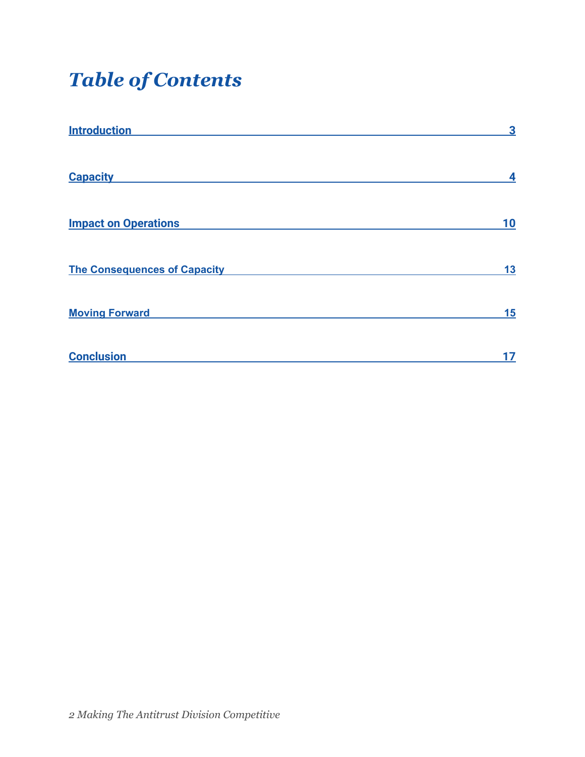# Table of Contents

| | |
|---|---|
| Introduction | 3 |
| Capacity | 4 |
| Impact on Operations | 10 |
| The Consequences of Capacity | 13 |
| Moving Forward | 15 |
| Conclusion | 17 |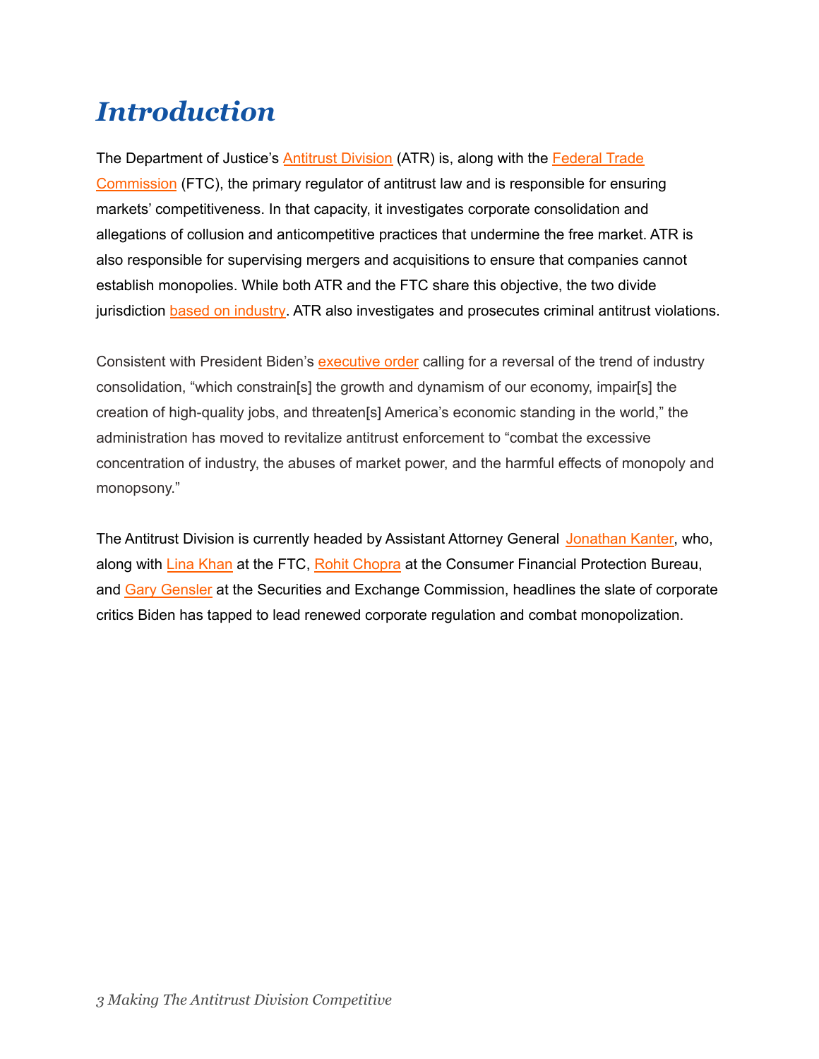# *Introduction*

The Department of Justice's Antitrust Division (ATR) is, along with the Federal Trade Commission (FTC), the primary regulator of antitrust law and is responsible for ensuring markets' competitiveness. In that capacity, it investigates corporate consolidation and allegations of collusion and anticompetitive practices that undermine the free market. ATR is also responsible for supervising mergers and acquisitions to ensure that companies cannot establish monopolies. While both ATR and the FTC share this objective, the two divide jurisdiction based on industry. ATR also investigates and prosecutes criminal antitrust violations.

Consistent with President Biden's executive order calling for a reversal of the trend of industry consolidation, "which constrain[s] the growth and dynamism of our economy, impair[s] the creation of high-quality jobs, and threaten[s] America's economic standing in the world," the administration has moved to revitalize antitrust enforcement to "combat the excessive concentration of industry, the abuses of market power, and the harmful effects of monopoly and monopsony."

The Antitrust Division is currently headed by Assistant Attorney General Jonathan Kanter, who, along with Lina Khan at the FTC, Rohit Chopra at the Consumer Financial Protection Bureau, and Gary Gensler at the Securities and Exchange Commission, headlines the slate of corporate critics Biden has tapped to lead renewed corporate regulation and combat monopolization.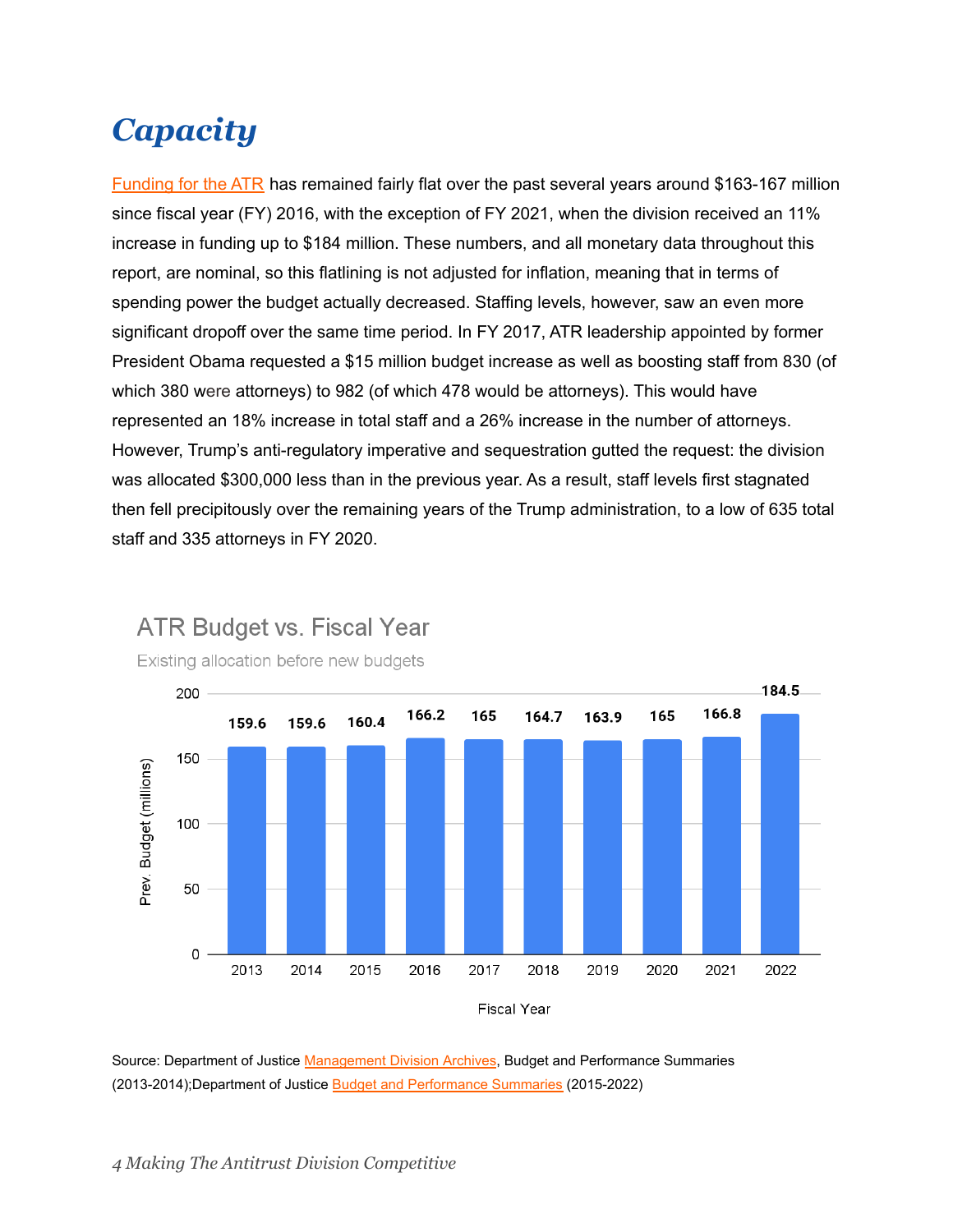# *Capacity*

Funding for the ATR has remained fairly flat over the past several years around $163-167 million since fiscal year (FY) 2016, with the exception of FY 2021, when the division received an 11% increase in funding up to $184 million. These numbers, and all monetary data throughout this report, are nominal, so this flatlining is not adjusted for inflation, meaning that in terms of spending power the budget actually decreased. Staffing levels, however, saw an even more significant dropoff over the same time period. In FY 2017, ATR leadership appointed by former President Obama requested a $15 million budget increase as well as boosting staff from 830 (of which 380 were attorneys) to 982 (of which 478 would be attorneys). This would have represented an 18% increase in total staff and a 26% increase in the number of attorneys. However, Trump's anti-regulatory imperative and sequestration gutted the request: the division was allocated $300,000 less than in the previous year. As a result, staff levels first stagnated then fell precipitously over the remaining years of the Trump administration, to a low of 635 total staff and 335 attorneys in FY 2020.

**ATR Budget vs. Fiscal Year**

Existing allocation before new budgets

| Fiscal Year | Prev. Budget (millions) |
|---|---|
| 2013 | 159.6 |
| 2014 | 159.6 |
| 2015 | 160.4 |
| 2016 | 166.2 |
| 2017 | 165 |
| 2018 | 164.7 |
| 2019 | 163.9 |
| 2020 | 165 |
| 2021 | 166.8 |
| 2022 | 184.5 |

Source: Department of Justice Management Division Archives, Budget and Performance Summaries (2013-2014);Department of Justice Budget and Performance Summaries (2015-2022)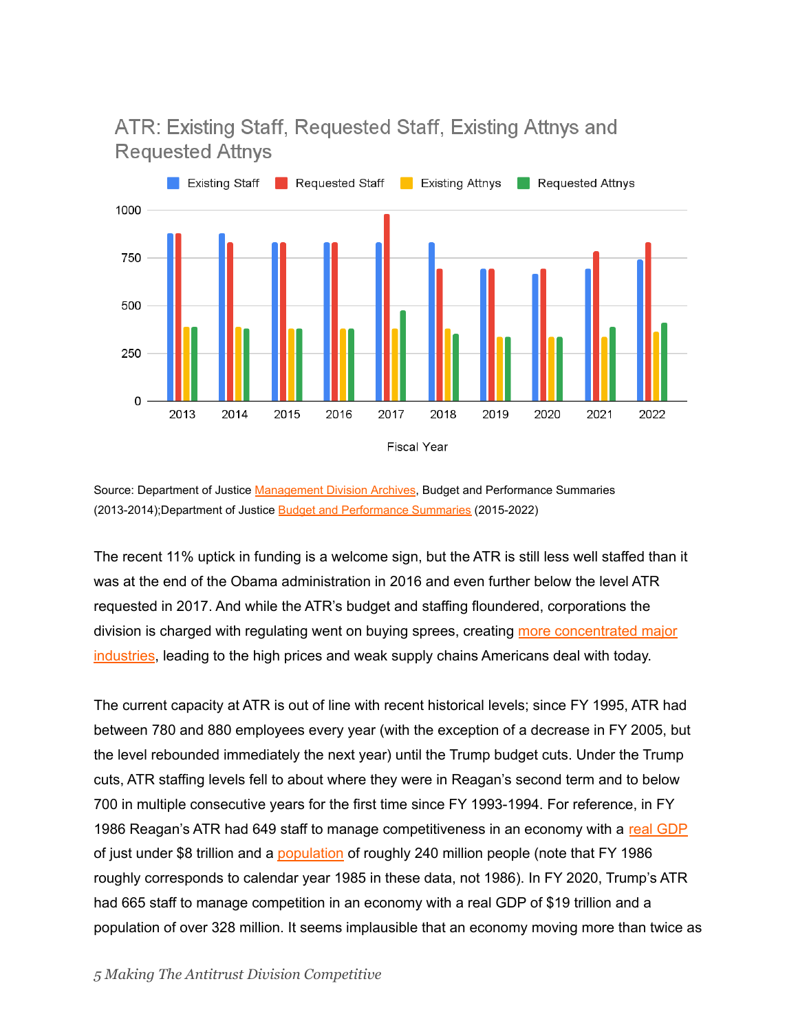ATR: Existing Staff, Requested Staff, Existing Attnys and Requested Attnys

Source: Department of Justice Management Division Archives, Budget and Performance Summaries (2013-2014);Department of Justice Budget and Performance Summaries (2015-2022)

The recent 11% uptick in funding is a welcome sign, but the ATR is still less well staffed than it was at the end of the Obama administration in 2016 and even further below the level ATR requested in 2017. And while the ATR's budget and staffing floundered, corporations the division is charged with regulating went on buying sprees, creating more concentrated major industries, leading to the high prices and weak supply chains Americans deal with today.

The current capacity at ATR is out of line with recent historical levels; since FY 1995, ATR had between 780 and 880 employees every year (with the exception of a decrease in FY 2005, but the level rebounded immediately the next year) until the Trump budget cuts. Under the Trump cuts, ATR staffing levels fell to about where they were in Reagan's second term and to below 700 in multiple consecutive years for the first time since FY 1993-1994. For reference, in FY 1986 Reagan's ATR had 649 staff to manage competitiveness in an economy with a real GDP of just under $8 trillion and a population of roughly 240 million people (note that FY 1986 roughly corresponds to calendar year 1985 in these data, not 1986). In FY 2020, Trump's ATR had 665 staff to manage competition in an economy with a real GDP of $19 trillion and a population of over 328 million. It seems implausible that an economy moving more than twice as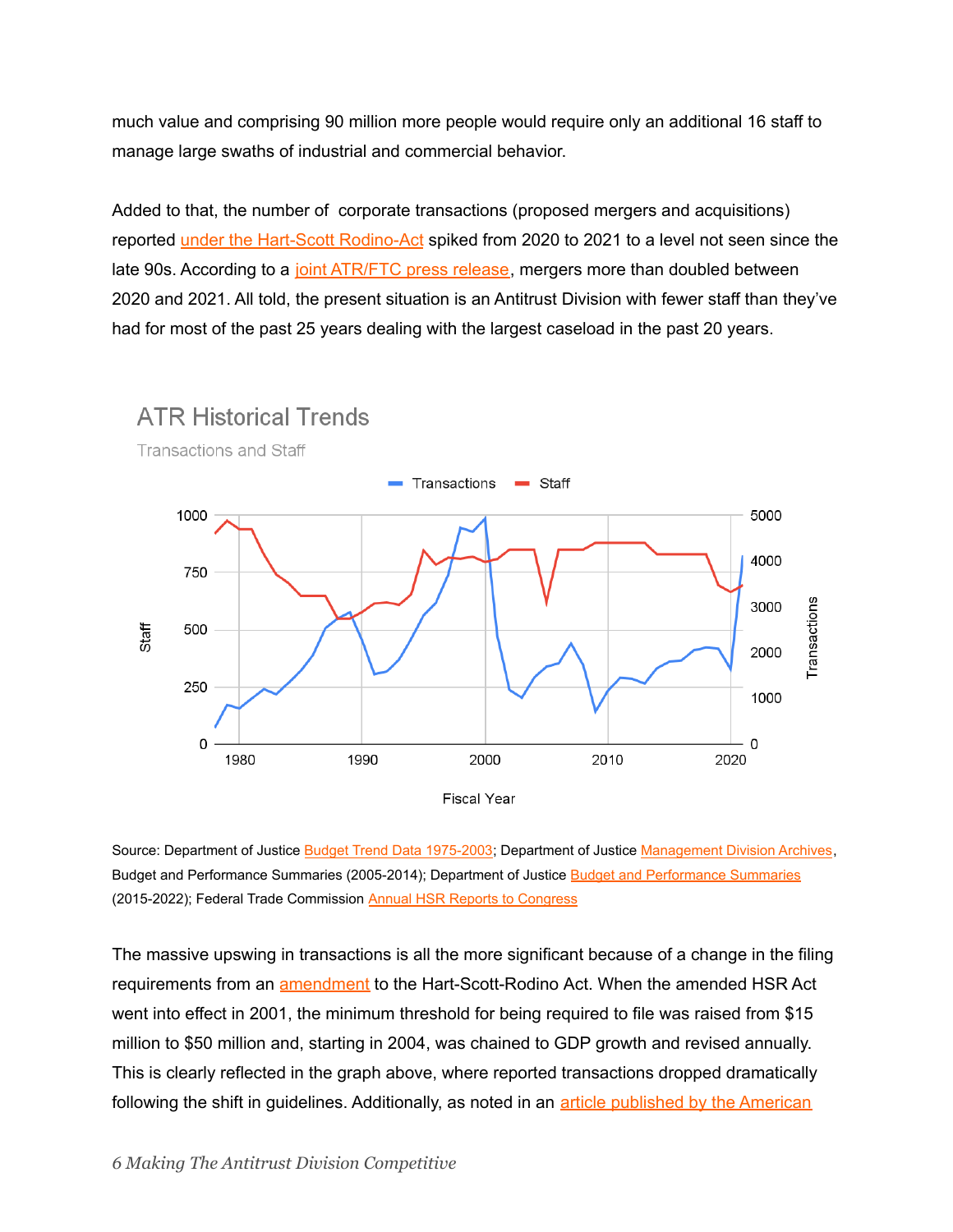much value and comprising 90 million more people would require only an additional 16 staff to manage large swaths of industrial and commercial behavior.

Added to that, the number of corporate transactions (proposed mergers and acquisitions) reported under the Hart-Scott Rodino-Act spiked from 2020 to 2021 to a level not seen since the late 90s. According to a joint ATR/FTC press release, mergers more than doubled between 2020 and 2021. All told, the present situation is an Antitrust Division with fewer staff than they've had for most of the past 25 years dealing with the largest caseload in the past 20 years.

**ATR Historical Trends**

Transactions and Staff

Source: Department of Justice Budget Trend Data 1975-2003; Department of Justice Management Division Archives, Budget and Performance Summaries (2005-2014); Department of Justice Budget and Performance Summaries (2015-2022); Federal Trade Commission Annual HSR Reports to Congress

The massive upswing in transactions is all the more significant because of a change in the filing requirements from an amendment to the Hart-Scott-Rodino Act. When the amended HSR Act went into effect in 2001, the minimum threshold for being required to file was raised from $15 million to $50 million and, starting in 2004, was chained to GDP growth and revised annually. This is clearly reflected in the graph above, where reported transactions dropped dramatically following the shift in guidelines. Additionally, as noted in an article published by the American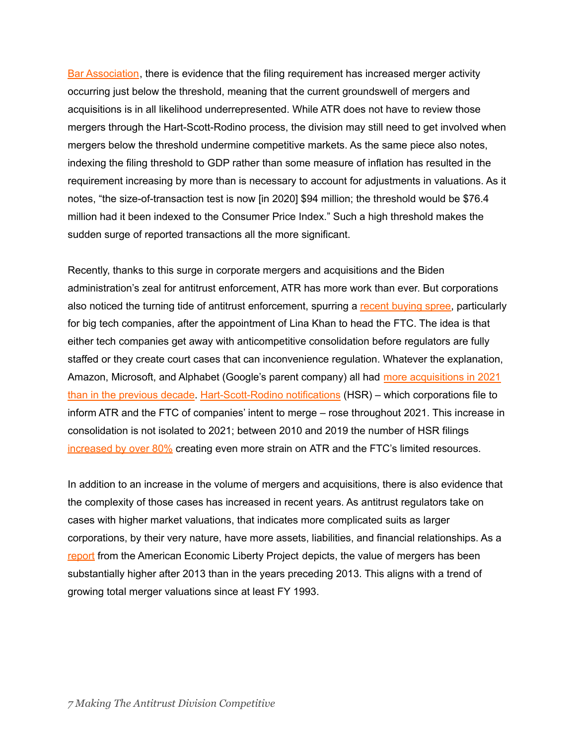Bar Association, there is evidence that the filing requirement has increased merger activity occurring just below the threshold, meaning that the current groundswell of mergers and acquisitions is in all likelihood underrepresented. While ATR does not have to review those mergers through the Hart-Scott-Rodino process, the division may still need to get involved when mergers below the threshold undermine competitive markets. As the same piece also notes, indexing the filing threshold to GDP rather than some measure of inflation has resulted in the requirement increasing by more than is necessary to account for adjustments in valuations. As it notes, "the size-of-transaction test is now [in 2020] $94 million; the threshold would be $76.4 million had it been indexed to the Consumer Price Index." Such a high threshold makes the sudden surge of reported transactions all the more significant.

Recently, thanks to this surge in corporate mergers and acquisitions and the Biden administration's zeal for antitrust enforcement, ATR has more work than ever. But corporations also noticed the turning tide of antitrust enforcement, spurring a recent buying spree, particularly for big tech companies, after the appointment of Lina Khan to head the FTC. The idea is that either tech companies get away with anticompetitive consolidation before regulators are fully staffed or they create court cases that can inconvenience regulation. Whatever the explanation, Amazon, Microsoft, and Alphabet (Google's parent company) all had more acquisitions in 2021 than in the previous decade. Hart-Scott-Rodino notifications (HSR) – which corporations file to inform ATR and the FTC of companies' intent to merge – rose throughout 2021. This increase in consolidation is not isolated to 2021; between 2010 and 2019 the number of HSR filings increased by over 80% creating even more strain on ATR and the FTC's limited resources.

In addition to an increase in the volume of mergers and acquisitions, there is also evidence that the complexity of those cases has increased in recent years. As antitrust regulators take on cases with higher market valuations, that indicates more complicated suits as larger corporations, by their very nature, have more assets, liabilities, and financial relationships. As a report from the American Economic Liberty Project depicts, the value of mergers has been substantially higher after 2013 than in the years preceding 2013. This aligns with a trend of growing total merger valuations since at least FY 1993.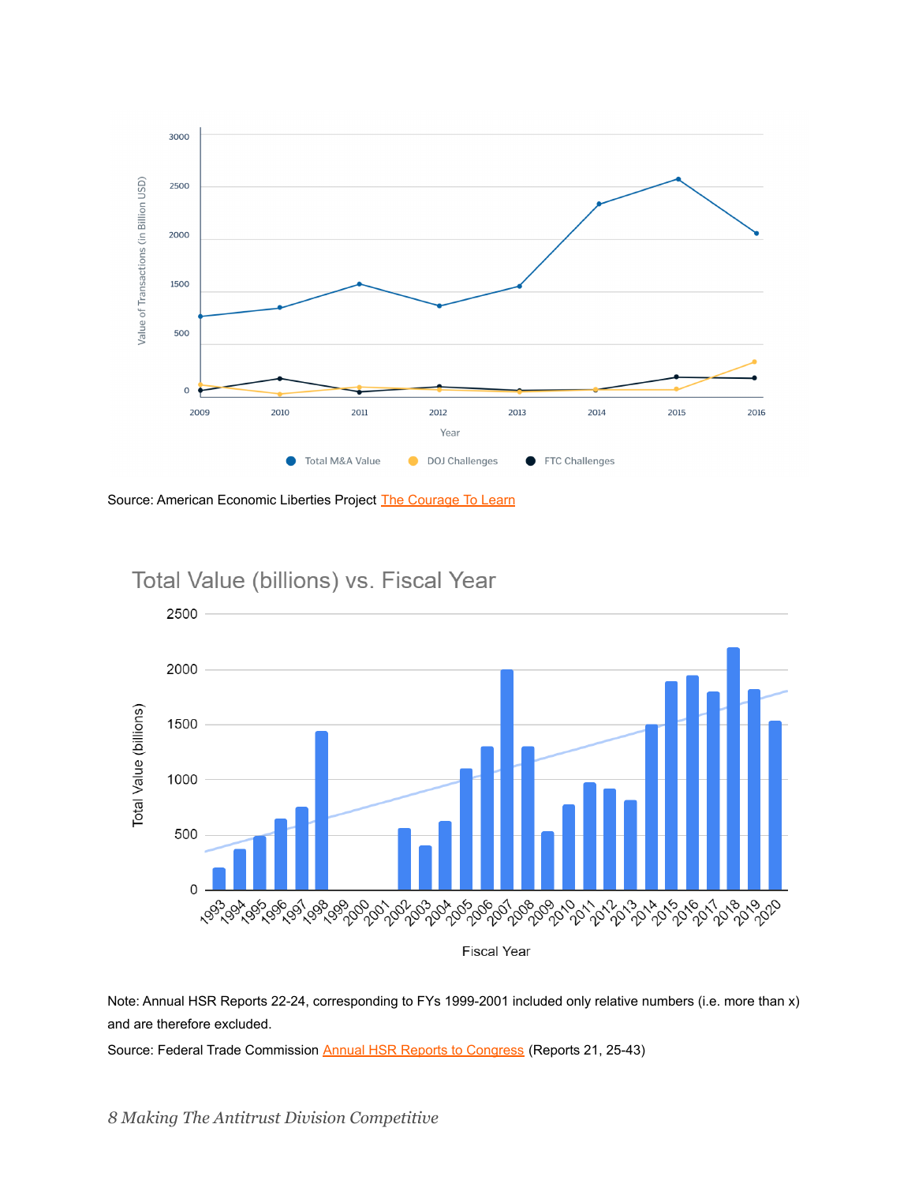Source: American Economic Liberties Project The Courage To Learn

Note: Annual HSR Reports 22-24, corresponding to FYs 1999-2001 included only relative numbers (i.e. more than x) and are therefore excluded.

Source: Federal Trade Commission Annual HSR Reports to Congress (Reports 21, 25-43)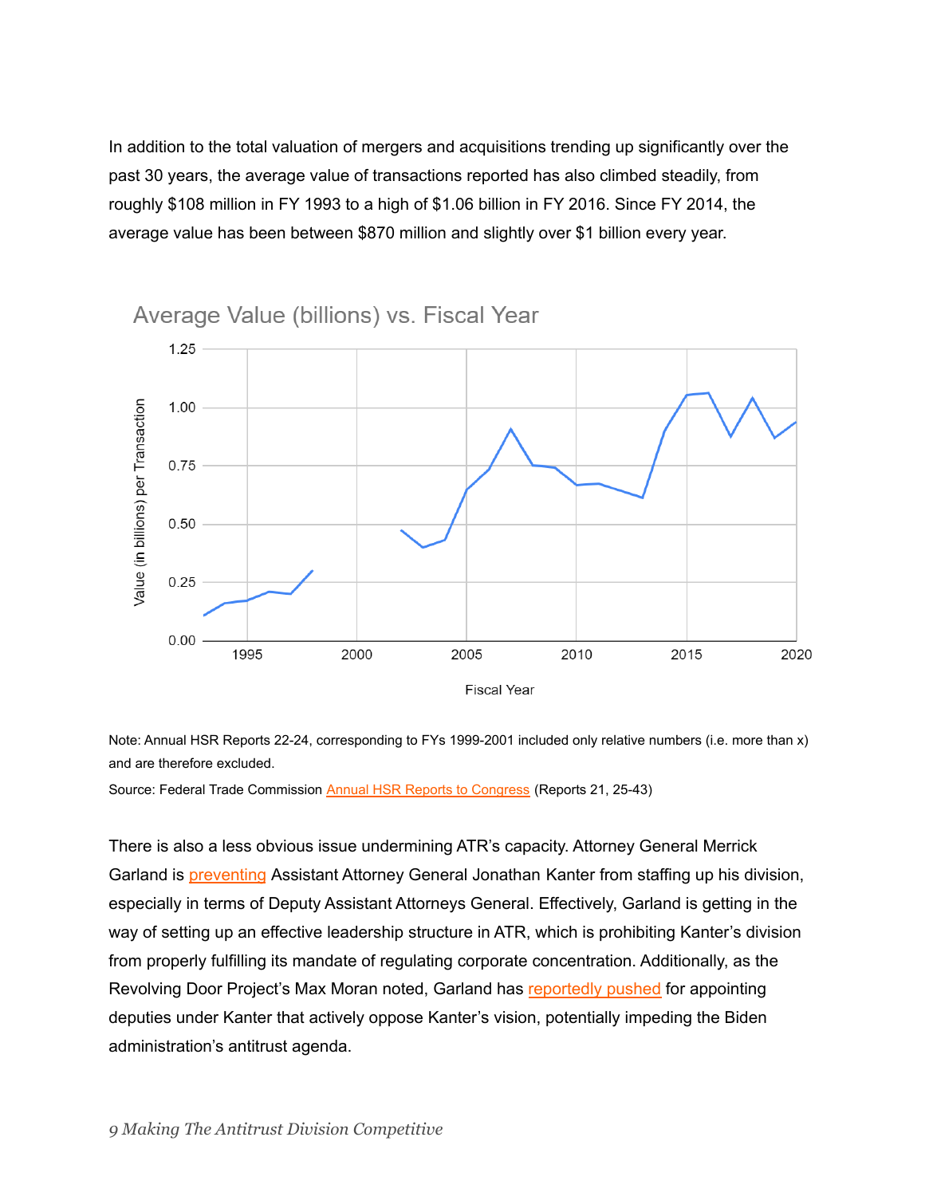In addition to the total valuation of mergers and acquisitions trending up significantly over the past 30 years, the average value of transactions reported has also climbed steadily, from roughly $108 million in FY 1993 to a high of $1.06 billion in FY 2016. Since FY 2014, the average value has been between $870 million and slightly over $1 billion every year.

Average Value (billions) vs. Fiscal Year

Note: Annual HSR Reports 22-24, corresponding to FYs 1999-2001 included only relative numbers (i.e. more than x) and are therefore excluded.

Source: Federal Trade Commission Annual HSR Reports to Congress (Reports 21, 25-43)

There is also a less obvious issue undermining ATR's capacity. Attorney General Merrick Garland is preventing Assistant Attorney General Jonathan Kanter from staffing up his division, especially in terms of Deputy Assistant Attorneys General. Effectively, Garland is getting in the way of setting up an effective leadership structure in ATR, which is prohibiting Kanter's division from properly fulfilling its mandate of regulating corporate concentration. Additionally, as the Revolving Door Project's Max Moran noted, Garland has reportedly pushed for appointing deputies under Kanter that actively oppose Kanter's vision, potentially impeding the Biden administration's antitrust agenda.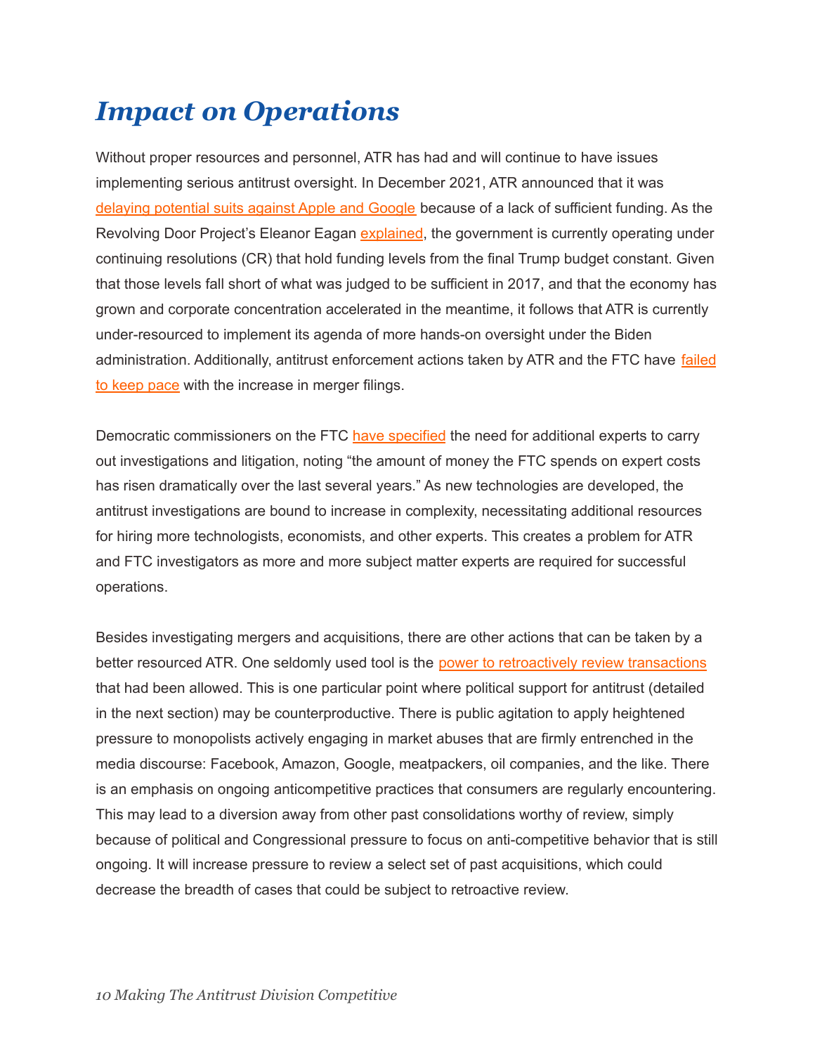# *Impact on Operations*

Without proper resources and personnel, ATR has had and will continue to have issues implementing serious antitrust oversight. In December 2021, ATR announced that it was delaying potential suits against Apple and Google because of a lack of sufficient funding. As the Revolving Door Project's Eleanor Eagan explained, the government is currently operating under continuing resolutions (CR) that hold funding levels from the final Trump budget constant. Given that those levels fall short of what was judged to be sufficient in 2017, and that the economy has grown and corporate concentration accelerated in the meantime, it follows that ATR is currently under-resourced to implement its agenda of more hands-on oversight under the Biden administration. Additionally, antitrust enforcement actions taken by ATR and the FTC have failed to keep pace with the increase in merger filings.

Democratic commissioners on the FTC have specified the need for additional experts to carry out investigations and litigation, noting "the amount of money the FTC spends on expert costs has risen dramatically over the last several years." As new technologies are developed, the antitrust investigations are bound to increase in complexity, necessitating additional resources for hiring more technologists, economists, and other experts. This creates a problem for ATR and FTC investigators as more and more subject matter experts are required for successful operations.

Besides investigating mergers and acquisitions, there are other actions that can be taken by a better resourced ATR. One seldomly used tool is the power to retroactively review transactions that had been allowed. This is one particular point where political support for antitrust (detailed in the next section) may be counterproductive. There is public agitation to apply heightened pressure to monopolists actively engaging in market abuses that are firmly entrenched in the media discourse: Facebook, Amazon, Google, meatpackers, oil companies, and the like. There is an emphasis on ongoing anticompetitive practices that consumers are regularly encountering. This may lead to a diversion away from other past consolidations worthy of review, simply because of political and Congressional pressure to focus on anti-competitive behavior that is still ongoing. It will increase pressure to review a select set of past acquisitions, which could decrease the breadth of cases that could be subject to retroactive review.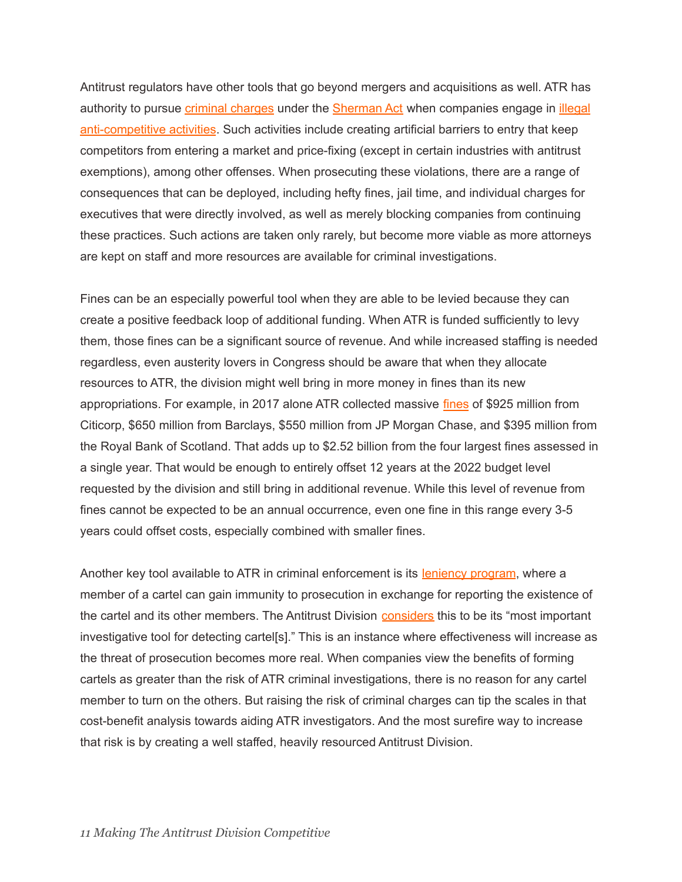Antitrust regulators have other tools that go beyond mergers and acquisitions as well. ATR has authority to pursue criminal charges under the Sherman Act when companies engage in illegal anti-competitive activities. Such activities include creating artificial barriers to entry that keep competitors from entering a market and price-fixing (except in certain industries with antitrust exemptions), among other offenses. When prosecuting these violations, there are a range of consequences that can be deployed, including hefty fines, jail time, and individual charges for executives that were directly involved, as well as merely blocking companies from continuing these practices. Such actions are taken only rarely, but become more viable as more attorneys are kept on staff and more resources are available for criminal investigations.

Fines can be an especially powerful tool when they are able to be levied because they can create a positive feedback loop of additional funding. When ATR is funded sufficiently to levy them, those fines can be a significant source of revenue. And while increased staffing is needed regardless, even austerity lovers in Congress should be aware that when they allocate resources to ATR, the division might well bring in more money in fines than its new appropriations. For example, in 2017 alone ATR collected massive fines of $925 million from Citicorp, $650 million from Barclays, $550 million from JP Morgan Chase, and $395 million from the Royal Bank of Scotland. That adds up to $2.52 billion from the four largest fines assessed in a single year. That would be enough to entirely offset 12 years at the 2022 budget level requested by the division and still bring in additional revenue. While this level of revenue from fines cannot be expected to be an annual occurrence, even one fine in this range every 3-5 years could offset costs, especially combined with smaller fines.

Another key tool available to ATR in criminal enforcement is its leniency program, where a member of a cartel can gain immunity to prosecution in exchange for reporting the existence of the cartel and its other members. The Antitrust Division considers this to be its "most important investigative tool for detecting cartel[s]." This is an instance where effectiveness will increase as the threat of prosecution becomes more real. When companies view the benefits of forming cartels as greater than the risk of ATR criminal investigations, there is no reason for any cartel member to turn on the others. But raising the risk of criminal charges can tip the scales in that cost-benefit analysis towards aiding ATR investigators. And the most surefire way to increase that risk is by creating a well staffed, heavily resourced Antitrust Division.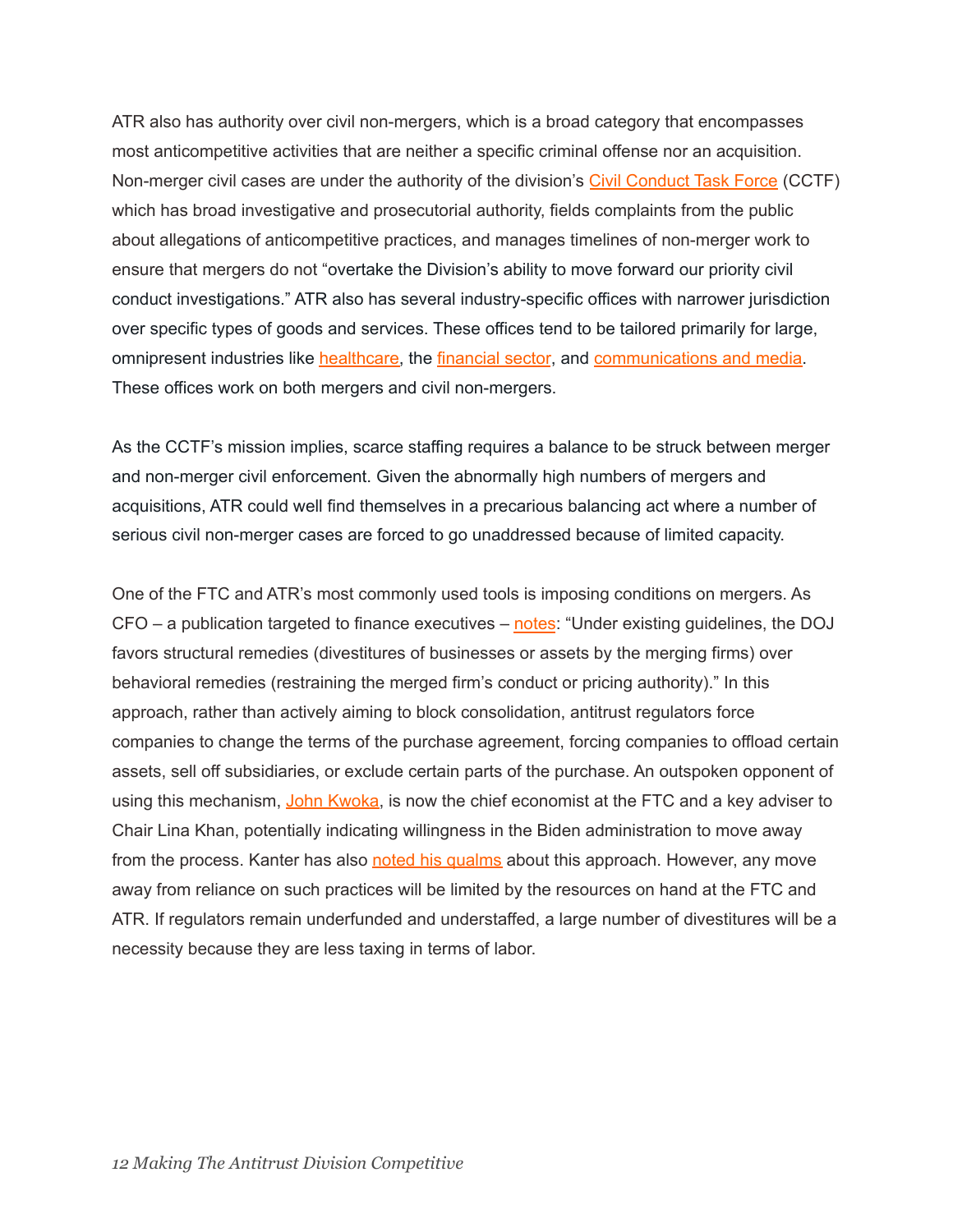ATR also has authority over civil non-mergers, which is a broad category that encompasses most anticompetitive activities that are neither a specific criminal offense nor an acquisition. Non-merger civil cases are under the authority of the division's Civil Conduct Task Force (CCTF) which has broad investigative and prosecutorial authority, fields complaints from the public about allegations of anticompetitive practices, and manages timelines of non-merger work to ensure that mergers do not "overtake the Division's ability to move forward our priority civil conduct investigations." ATR also has several industry-specific offices with narrower jurisdiction over specific types of goods and services. These offices tend to be tailored primarily for large, omnipresent industries like healthcare, the financial sector, and communications and media. These offices work on both mergers and civil non-mergers.

As the CCTF's mission implies, scarce staffing requires a balance to be struck between merger and non-merger civil enforcement. Given the abnormally high numbers of mergers and acquisitions, ATR could well find themselves in a precarious balancing act where a number of serious civil non-merger cases are forced to go unaddressed because of limited capacity.

One of the FTC and ATR's most commonly used tools is imposing conditions on mergers. As CFO – a publication targeted to finance executives – notes: "Under existing guidelines, the DOJ favors structural remedies (divestitures of businesses or assets by the merging firms) over behavioral remedies (restraining the merged firm's conduct or pricing authority)." In this approach, rather than actively aiming to block consolidation, antitrust regulators force companies to change the terms of the purchase agreement, forcing companies to offload certain assets, sell off subsidiaries, or exclude certain parts of the purchase. An outspoken opponent of using this mechanism, John Kwoka, is now the chief economist at the FTC and a key adviser to Chair Lina Khan, potentially indicating willingness in the Biden administration to move away from the process. Kanter has also noted his qualms about this approach. However, any move away from reliance on such practices will be limited by the resources on hand at the FTC and ATR. If regulators remain underfunded and understaffed, a large number of divestitures will be a necessity because they are less taxing in terms of labor.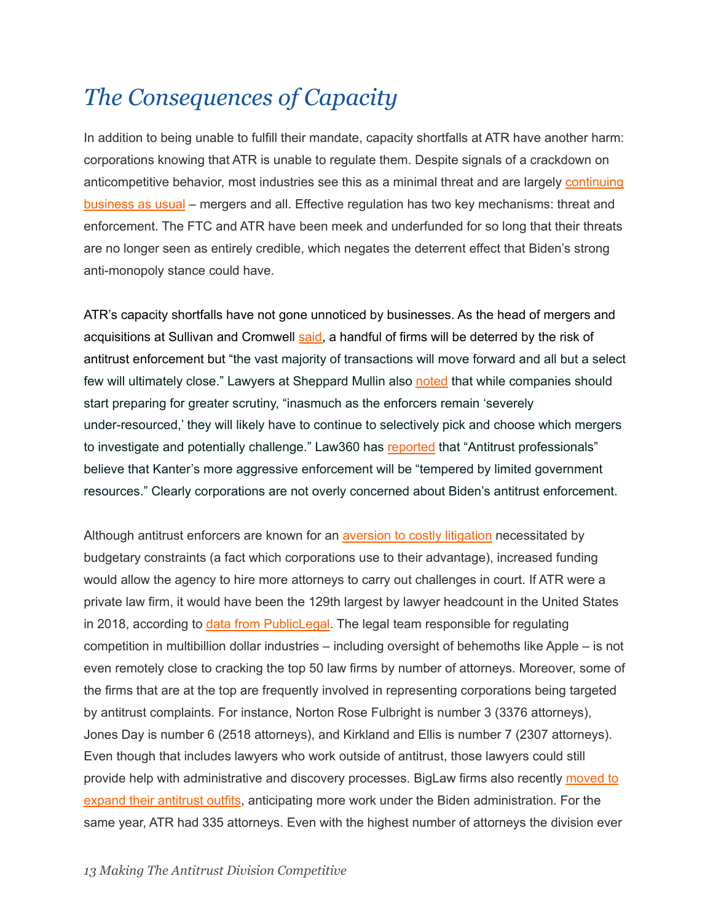# *The Consequences of Capacity*

In addition to being unable to fulfill their mandate, capacity shortfalls at ATR have another harm: corporations knowing that ATR is unable to regulate them. Despite signals of a crackdown on anticompetitive behavior, most industries see this as a minimal threat and are largely continuing business as usual – mergers and all. Effective regulation has two key mechanisms: threat and enforcement. The FTC and ATR have been meek and underfunded for so long that their threats are no longer seen as entirely credible, which negates the deterrent effect that Biden's strong anti-monopoly stance could have.

ATR's capacity shortfalls have not gone unnoticed by businesses. As the head of mergers and acquisitions at Sullivan and Cromwell said, a handful of firms will be deterred by the risk of antitrust enforcement but "the vast majority of transactions will move forward and all but a select few will ultimately close." Lawyers at Sheppard Mullin also noted that while companies should start preparing for greater scrutiny, "inasmuch as the enforcers remain 'severely under-resourced,' they will likely have to continue to selectively pick and choose which mergers to investigate and potentially challenge." Law360 has reported that "Antitrust professionals" believe that Kanter's more aggressive enforcement will be "tempered by limited government resources." Clearly corporations are not overly concerned about Biden's antitrust enforcement.

Although antitrust enforcers are known for an aversion to costly litigation necessitated by budgetary constraints (a fact which corporations use to their advantage), increased funding would allow the agency to hire more attorneys to carry out challenges in court. If ATR were a private law firm, it would have been the 129th largest by lawyer headcount in the United States in 2018, according to data from PublicLegal. The legal team responsible for regulating competition in multibillion dollar industries – including oversight of behemoths like Apple – is not even remotely close to cracking the top 50 law firms by number of attorneys. Moreover, some of the firms that are at the top are frequently involved in representing corporations being targeted by antitrust complaints. For instance, Norton Rose Fulbright is number 3 (3376 attorneys), Jones Day is number 6 (2518 attorneys), and Kirkland and Ellis is number 7 (2307 attorneys). Even though that includes lawyers who work outside of antitrust, those lawyers could still provide help with administrative and discovery processes. BigLaw firms also recently moved to expand their antitrust outfits, anticipating more work under the Biden administration. For the same year, ATR had 335 attorneys. Even with the highest number of attorneys the division ever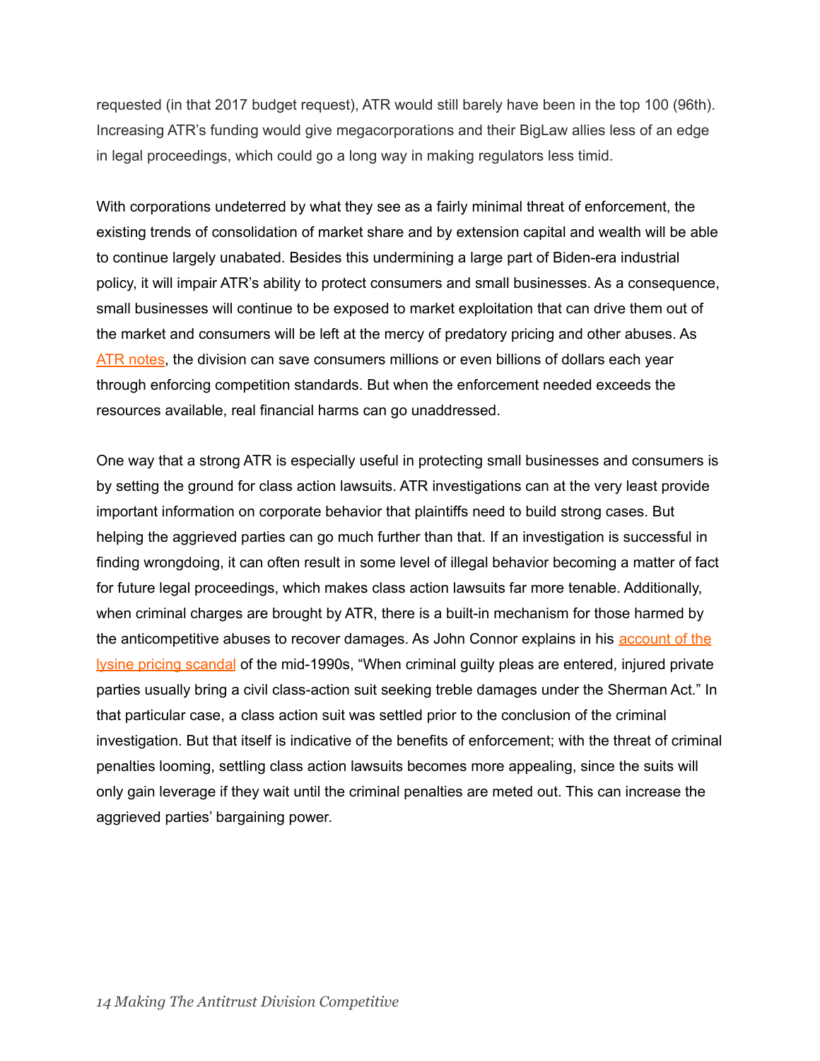requested (in that 2017 budget request), ATR would still barely have been in the top 100 (96th). Increasing ATR's funding would give megacorporations and their BigLaw allies less of an edge in legal proceedings, which could go a long way in making regulators less timid.

With corporations undeterred by what they see as a fairly minimal threat of enforcement, the existing trends of consolidation of market share and by extension capital and wealth will be able to continue largely unabated. Besides this undermining a large part of Biden-era industrial policy, it will impair ATR's ability to protect consumers and small businesses. As a consequence, small businesses will continue to be exposed to market exploitation that can drive them out of the market and consumers will be left at the mercy of predatory pricing and other abuses. As ATR notes, the division can save consumers millions or even billions of dollars each year through enforcing competition standards. But when the enforcement needed exceeds the resources available, real financial harms can go unaddressed.

One way that a strong ATR is especially useful in protecting small businesses and consumers is by setting the ground for class action lawsuits. ATR investigations can at the very least provide important information on corporate behavior that plaintiffs need to build strong cases. But helping the aggrieved parties can go much further than that. If an investigation is successful in finding wrongdoing, it can often result in some level of illegal behavior becoming a matter of fact for future legal proceedings, which makes class action lawsuits far more tenable. Additionally, when criminal charges are brought by ATR, there is a built-in mechanism for those harmed by the anticompetitive abuses to recover damages. As John Connor explains in his account of the lysine pricing scandal of the mid-1990s, "When criminal guilty pleas are entered, injured private parties usually bring a civil class-action suit seeking treble damages under the Sherman Act." In that particular case, a class action suit was settled prior to the conclusion of the criminal investigation. But that itself is indicative of the benefits of enforcement; with the threat of criminal penalties looming, settling class action lawsuits becomes more appealing, since the suits will only gain leverage if they wait until the criminal penalties are meted out. This can increase the aggrieved parties' bargaining power.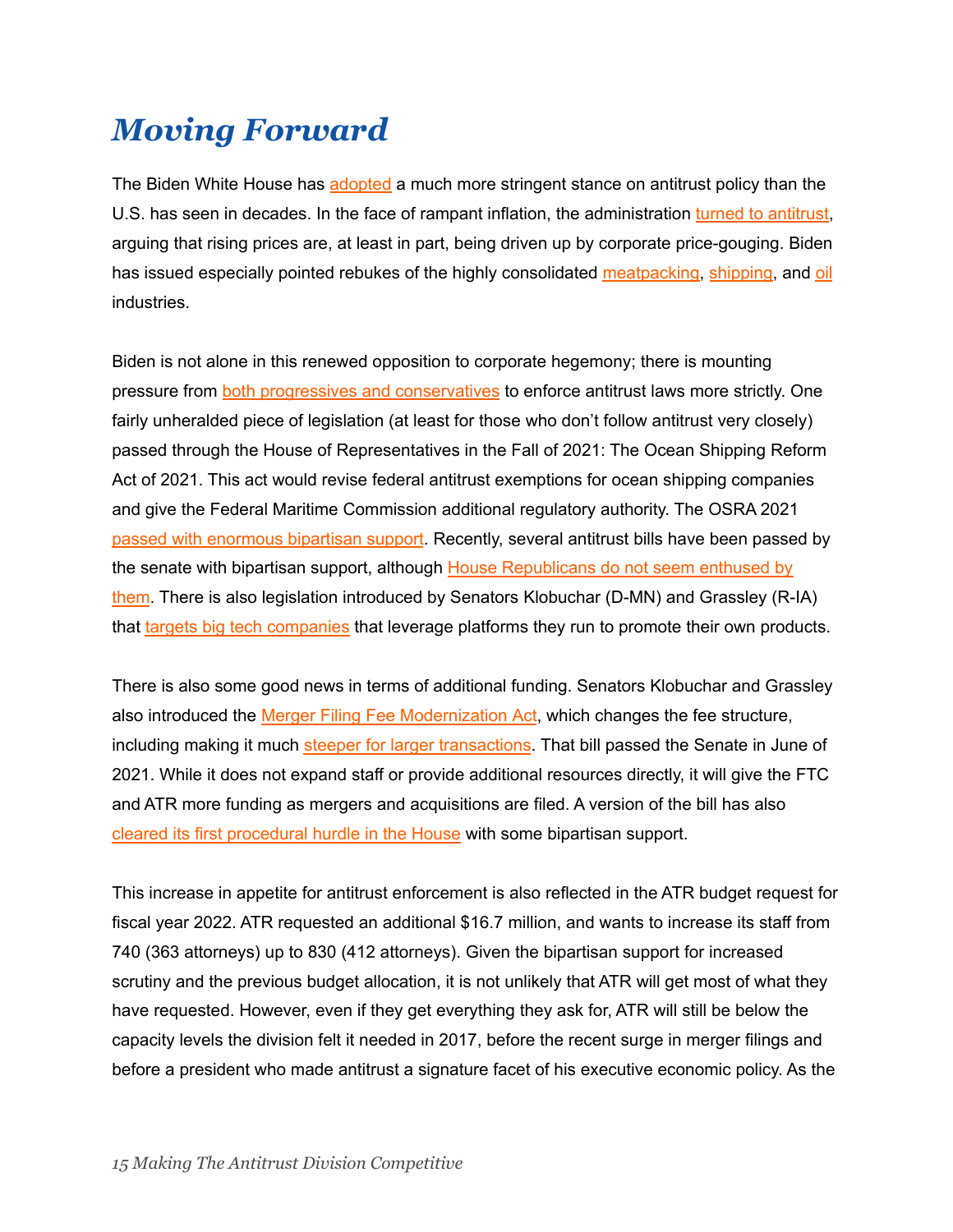# *Moving Forward*

The Biden White House has adopted a much more stringent stance on antitrust policy than the U.S. has seen in decades. In the face of rampant inflation, the administration turned to antitrust, arguing that rising prices are, at least in part, being driven up by corporate price-gouging. Biden has issued especially pointed rebukes of the highly consolidated meatpacking, shipping, and oil industries.

Biden is not alone in this renewed opposition to corporate hegemony; there is mounting pressure from both progressives and conservatives to enforce antitrust laws more strictly. One fairly unheralded piece of legislation (at least for those who don't follow antitrust very closely) passed through the House of Representatives in the Fall of 2021: The Ocean Shipping Reform Act of 2021. This act would revise federal antitrust exemptions for ocean shipping companies and give the Federal Maritime Commission additional regulatory authority. The OSRA 2021 passed with enormous bipartisan support. Recently, several antitrust bills have been passed by the senate with bipartisan support, although House Republicans do not seem enthused by them. There is also legislation introduced by Senators Klobuchar (D-MN) and Grassley (R-IA) that targets big tech companies that leverage platforms they run to promote their own products.

There is also some good news in terms of additional funding. Senators Klobuchar and Grassley also introduced the Merger Filing Fee Modernization Act, which changes the fee structure, including making it much steeper for larger transactions. That bill passed the Senate in June of 2021. While it does not expand staff or provide additional resources directly, it will give the FTC and ATR more funding as mergers and acquisitions are filed. A version of the bill has also cleared its first procedural hurdle in the House with some bipartisan support.

This increase in appetite for antitrust enforcement is also reflected in the ATR budget request for fiscal year 2022. ATR requested an additional $16.7 million, and wants to increase its staff from 740 (363 attorneys) up to 830 (412 attorneys). Given the bipartisan support for increased scrutiny and the previous budget allocation, it is not unlikely that ATR will get most of what they have requested. However, even if they get everything they ask for, ATR will still be below the capacity levels the division felt it needed in 2017, before the recent surge in merger filings and before a president who made antitrust a signature facet of his executive economic policy. As the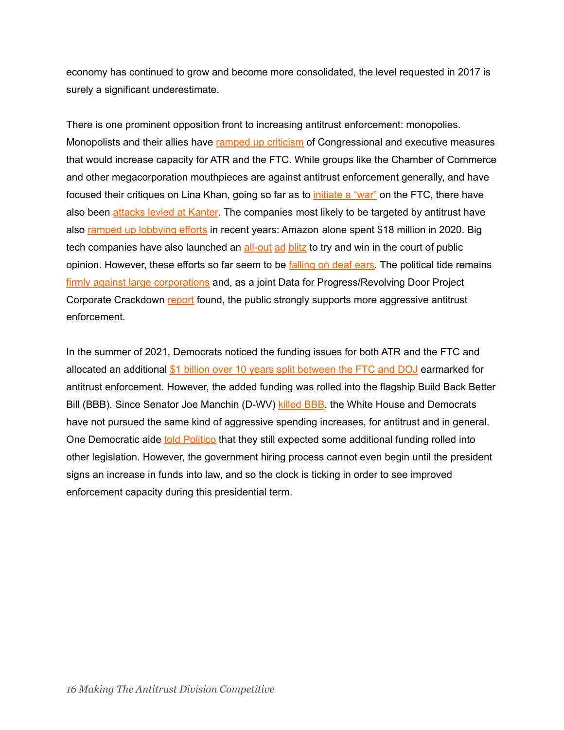economy has continued to grow and become more consolidated, the level requested in 2017 is surely a significant underestimate.

There is one prominent opposition front to increasing antitrust enforcement: monopolies. Monopolists and their allies have ramped up criticism of Congressional and executive measures that would increase capacity for ATR and the FTC. While groups like the Chamber of Commerce and other megacorporation mouthpieces are against antitrust enforcement generally, and have focused their critiques on Lina Khan, going so far as to initiate a "war" on the FTC, there have also been attacks levied at Kanter. The companies most likely to be targeted by antitrust have also ramped up lobbying efforts in recent years: Amazon alone spent $18 million in 2020. Big tech companies have also launched an all-out ad blitz to try and win in the court of public opinion. However, these efforts so far seem to be falling on deaf ears. The political tide remains firmly against large corporations and, as a joint Data for Progress/Revolving Door Project Corporate Crackdown report found, the public strongly supports more aggressive antitrust enforcement.

In the summer of 2021, Democrats noticed the funding issues for both ATR and the FTC and allocated an additional $1 billion over 10 years split between the FTC and DOJ earmarked for antitrust enforcement. However, the added funding was rolled into the flagship Build Back Better Bill (BBB). Since Senator Joe Manchin (D-WV) killed BBB, the White House and Democrats have not pursued the same kind of aggressive spending increases, for antitrust and in general. One Democratic aide told Politico that they still expected some additional funding rolled into other legislation. However, the government hiring process cannot even begin until the president signs an increase in funds into law, and so the clock is ticking in order to see improved enforcement capacity during this presidential term.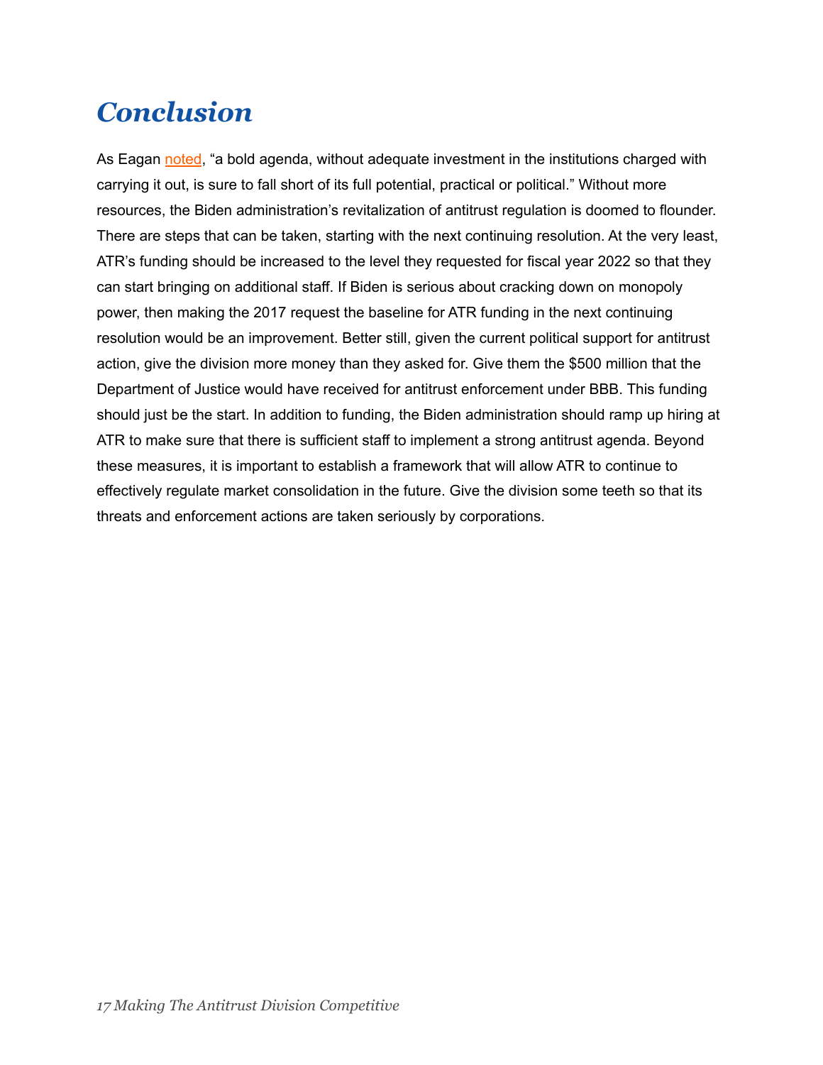# Conclusion

As Eagan noted, “a bold agenda, without adequate investment in the institutions charged with carrying it out, is sure to fall short of its full potential, practical or political.” Without more resources, the Biden administration’s revitalization of antitrust regulation is doomed to flounder. There are steps that can be taken, starting with the next continuing resolution. At the very least, ATR’s funding should be increased to the level they requested for fiscal year 2022 so that they can start bringing on additional staff. If Biden is serious about cracking down on monopoly power, then making the 2017 request the baseline for ATR funding in the next continuing resolution would be an improvement. Better still, given the current political support for antitrust action, give the division more money than they asked for. Give them the $500 million that the Department of Justice would have received for antitrust enforcement under BBB. This funding should just be the start. In addition to funding, the Biden administration should ramp up hiring at ATR to make sure that there is sufficient staff to implement a strong antitrust agenda. Beyond these measures, it is important to establish a framework that will allow ATR to continue to effectively regulate market consolidation in the future. Give the division some teeth so that its threats and enforcement actions are taken seriously by corporations.